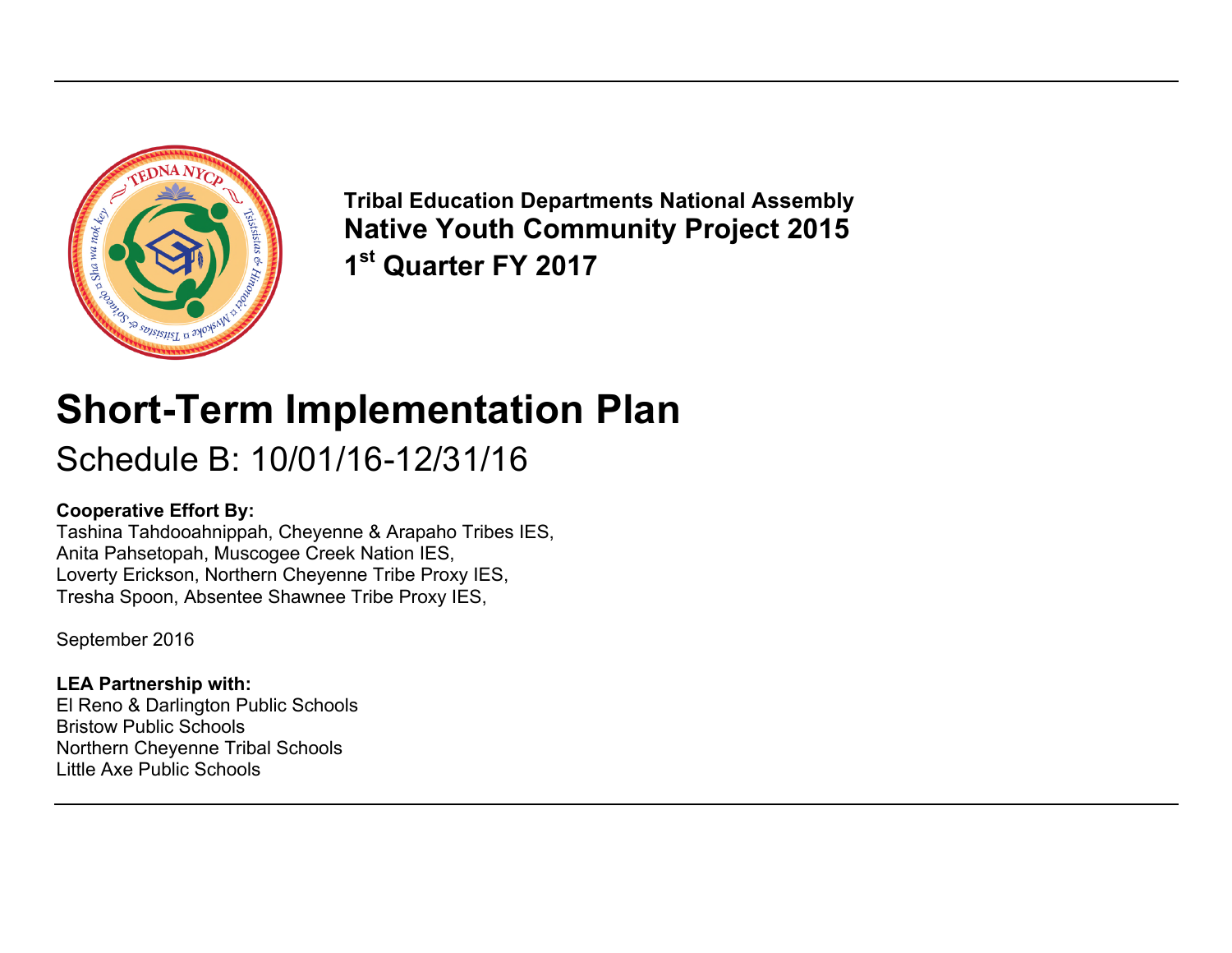**Tribal Education Departments National Assembly**
**Native Youth Community Project 2015**
**1st Quarter FY 2017**

# Short-Term Implementation Plan

## Schedule B: 10/01/16-12/31/16

**Cooperative Effort By:**
Tashina Tahdooahnippah, Cheyenne & Arapaho Tribes IES,
Anita Pahsetopah, Muscogee Creek Nation IES,
Loverty Erickson, Northern Cheyenne Tribe Proxy IES,
Tresha Spoon, Absentee Shawnee Tribe Proxy IES,

September 2016

**LEA Partnership with:**
El Reno & Darlington Public Schools
Bristow Public Schools
Northern Cheyenne Tribal Schools
Little Axe Public Schools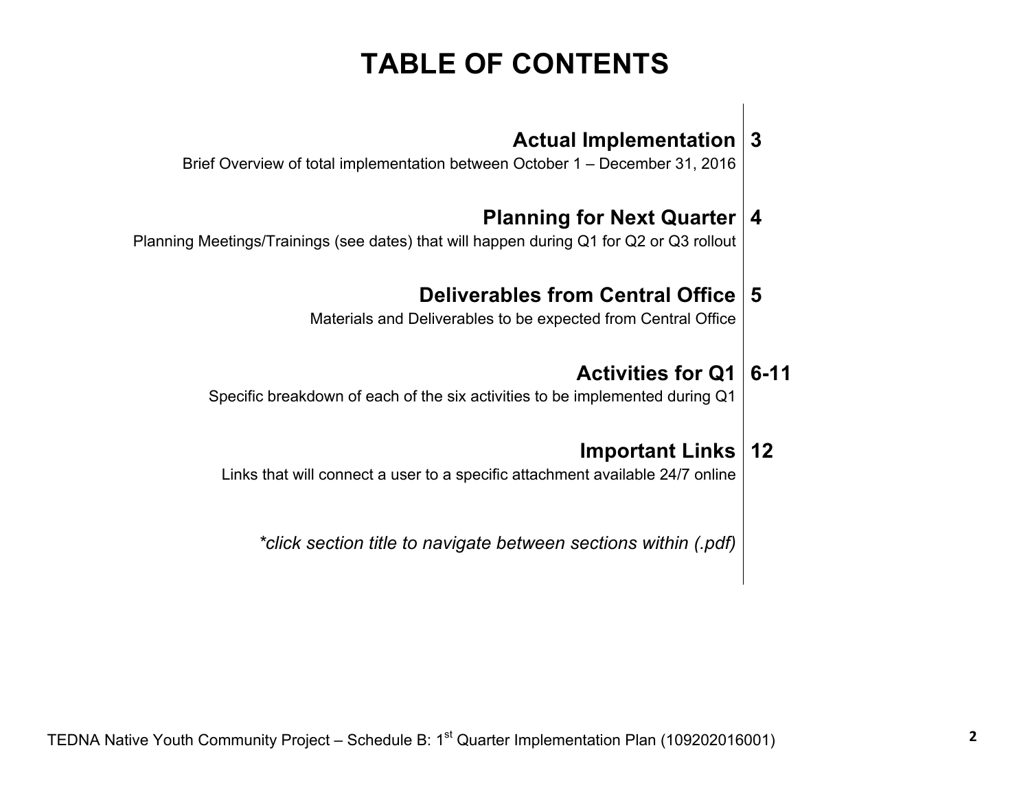# TABLE OF CONTENTS

| Section | Page |
| --- | --- |
| **Actual Implementation**<br>Brief Overview of total implementation between October 1 – December 31, 2016 | **3** |
| **Planning for Next Quarter**<br>Planning Meetings/Trainings (see dates) that will happen during Q1 for Q2 or Q3 rollout | **4** |
| **Deliverables from Central Office**<br>Materials and Deliverables to be expected from Central Office | **5** |
| **Activities for Q1**<br>Specific breakdown of each of the six activities to be implemented during Q1 | **6-11** |
| **Important Links**<br>Links that will connect a user to a specific attachment available 24/7 online | **12** |

*\*click section title to navigate between sections within (.pdf)*

TEDNA Native Youth Community Project – Schedule B: 1st Quarter Implementation Plan (109202016001)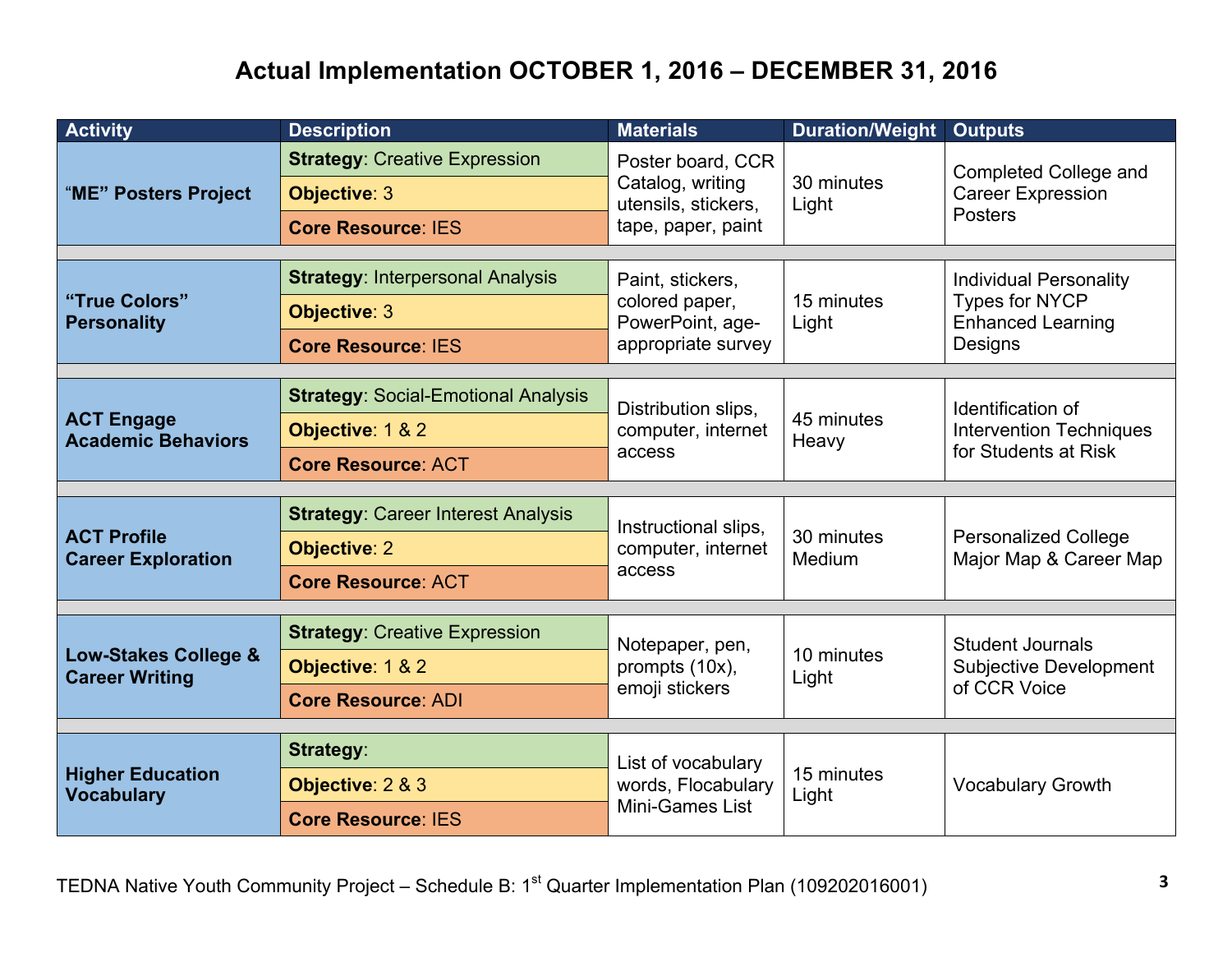# Actual Implementation OCTOBER 1, 2016 – DECEMBER 31, 2016

| Activity | Description | Materials | Duration/Weight | Outputs |
|---|---|---|---|---|
| **"ME" Posters Project** | **Strategy**: Creative Expression<br>**Objective**: 3<br>**Core Resource**: IES | Poster board, CCR Catalog, writing utensils, stickers, tape, paper, paint | 30 minutes<br>Light | Completed College and Career Expression Posters |
| **"True Colors" Personality** | **Strategy**: Interpersonal Analysis<br>**Objective**: 3<br>**Core Resource**: IES | Paint, stickers, colored paper, PowerPoint, age-appropriate survey | 15 minutes<br>Light | Individual Personality Types for NYCP Enhanced Learning Designs |
| **ACT Engage Academic Behaviors** | **Strategy**: Social-Emotional Analysis<br>**Objective**: 1 & 2<br>**Core Resource**: ACT | Distribution slips, computer, internet access | 45 minutes<br>Heavy | Identification of Intervention Techniques for Students at Risk |
| **ACT Profile Career Exploration** | **Strategy**: Career Interest Analysis<br>**Objective**: 2<br>**Core Resource**: ACT | Instructional slips, computer, internet access | 30 minutes<br>Medium | Personalized College Major Map & Career Map |
| **Low-Stakes College & Career Writing** | **Strategy**: Creative Expression<br>**Objective**: 1 & 2<br>**Core Resource**: ADI | Notepaper, pen, prompts (10x), emoji stickers | 10 minutes<br>Light | Student Journals Subjective Development of CCR Voice |
| **Higher Education Vocabulary** | **Strategy**:<br>**Objective**: 2 & 3<br>**Core Resource**: IES | List of vocabulary words, Flocabulary Mini-Games List | 15 minutes<br>Light | Vocabulary Growth |

TEDNA Native Youth Community Project – Schedule B: 1st Quarter Implementation Plan (109202016001)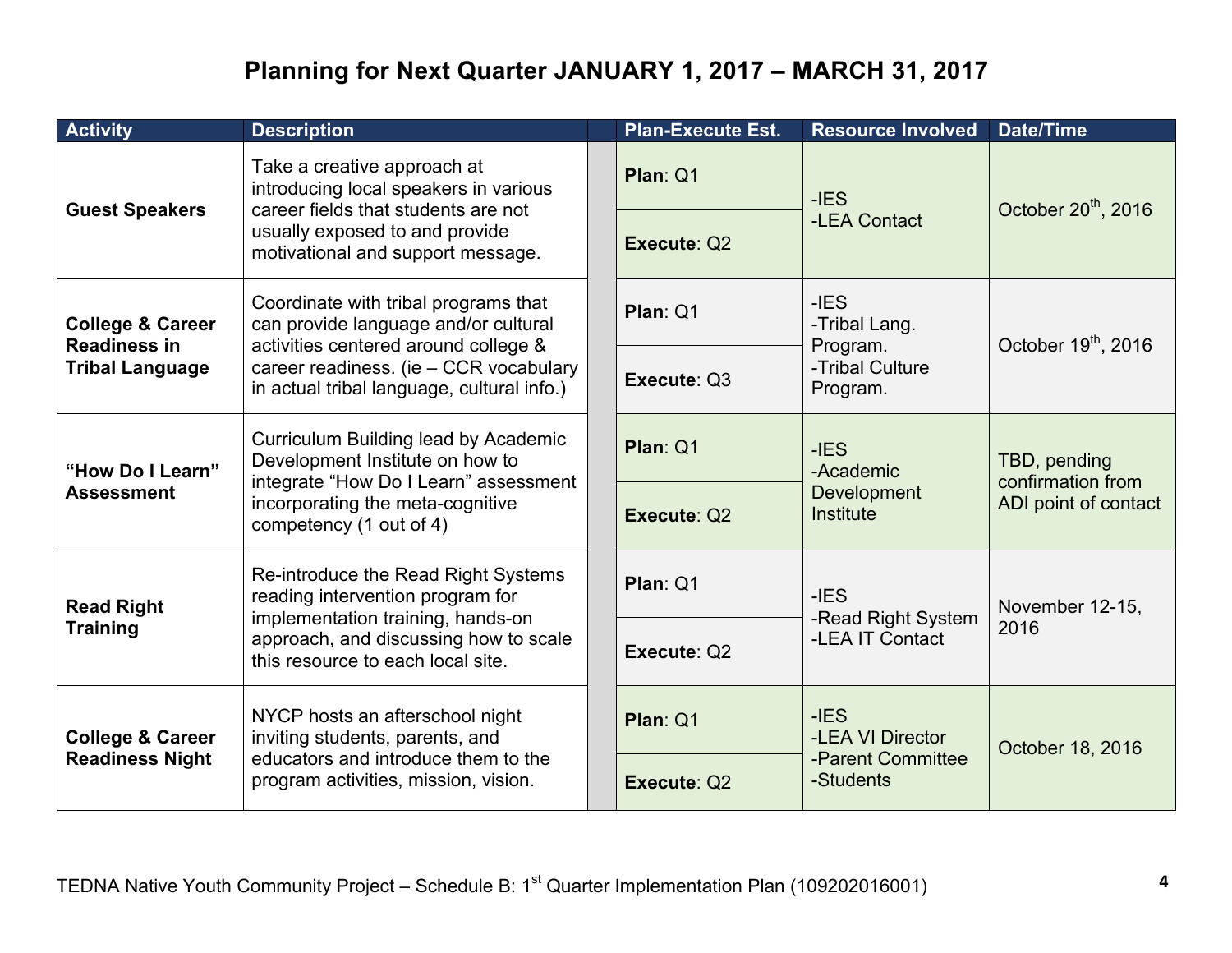# Planning for Next Quarter JANUARY 1, 2017 – MARCH 31, 2017

| Activity | Description | | Plan-Execute Est. | Resource Involved | Date/Time |
|---|---|---|---|---|---|
| **Guest Speakers** | Take a creative approach at introducing local speakers in various career fields that students are not usually exposed to and provide motivational and support message. | | **Plan**: Q1<br>**Execute**: Q2 | -IES<br>-LEA Contact | October 20th, 2016 |
| **College & Career Readiness in Tribal Language** | Coordinate with tribal programs that can provide language and/or cultural activities centered around college & career readiness. (ie – CCR vocabulary in actual tribal language, cultural info.) | | **Plan**: Q1<br>**Execute**: Q3 | -IES<br>-Tribal Lang. Program.<br>-Tribal Culture Program. | October 19th, 2016 |
| **"How Do I Learn" Assessment** | Curriculum Building lead by Academic Development Institute on how to integrate "How Do I Learn" assessment incorporating the meta-cognitive competency (1 out of 4) | | **Plan**: Q1<br>**Execute**: Q2 | -IES<br>-Academic Development Institute | TBD, pending confirmation from ADI point of contact |
| **Read Right Training** | Re-introduce the Read Right Systems reading intervention program for implementation training, hands-on approach, and discussing how to scale this resource to each local site. | | **Plan**: Q1<br>**Execute**: Q2 | -IES<br>-Read Right System<br>-LEA IT Contact | November 12-15, 2016 |
| **College & Career Readiness Night** | NYCP hosts an afterschool night inviting students, parents, and educators and introduce them to the program activities, mission, vision. | | **Plan**: Q1<br>**Execute**: Q2 | -IES<br>-LEA VI Director<br>-Parent Committee<br>-Students | October 18, 2016 |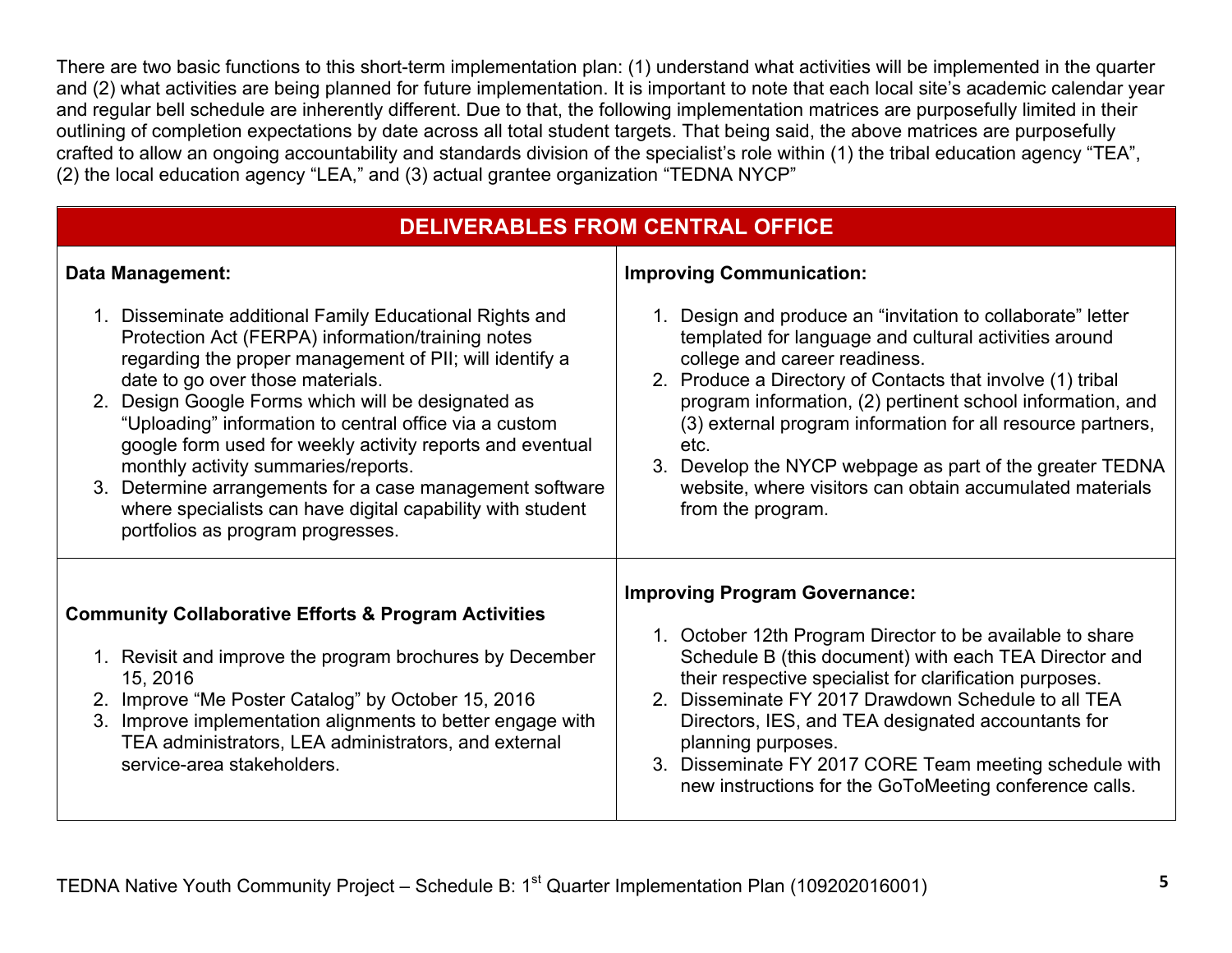There are two basic functions to this short-term implementation plan: (1) understand what activities will be implemented in the quarter and (2) what activities are being planned for future implementation. It is important to note that each local site's academic calendar year and regular bell schedule are inherently different. Due to that, the following implementation matrices are purposefully limited in their outlining of completion expectations by date across all total student targets. That being said, the above matrices are purposefully crafted to allow an ongoing accountability and standards division of the specialist's role within (1) the tribal education agency "TEA", (2) the local education agency "LEA," and (3) actual grantee organization "TEDNA NYCP"

## DELIVERABLES FROM CENTRAL OFFICE

**Data Management:**

1. Disseminate additional Family Educational Rights and Protection Act (FERPA) information/training notes regarding the proper management of PII; will identify a date to go over those materials.
2. Design Google Forms which will be designated as "Uploading" information to central office via a custom google form used for weekly activity reports and eventual monthly activity summaries/reports.
3. Determine arrangements for a case management software where specialists can have digital capability with student portfolios as program progresses.

**Improving Communication:**

1. Design and produce an "invitation to collaborate" letter templated for language and cultural activities around college and career readiness.
2. Produce a Directory of Contacts that involve (1) tribal program information, (2) pertinent school information, and (3) external program information for all resource partners, etc.
3. Develop the NYCP webpage as part of the greater TEDNA website, where visitors can obtain accumulated materials from the program.

**Community Collaborative Efforts & Program Activities**

1. Revisit and improve the program brochures by December 15, 2016
2. Improve "Me Poster Catalog" by October 15, 2016
3. Improve implementation alignments to better engage with TEA administrators, LEA administrators, and external service-area stakeholders.

**Improving Program Governance:**

1. October 12th Program Director to be available to share Schedule B (this document) with each TEA Director and their respective specialist for clarification purposes.
2. Disseminate FY 2017 Drawdown Schedule to all TEA Directors, IES, and TEA designated accountants for planning purposes.
3. Disseminate FY 2017 CORE Team meeting schedule with new instructions for the GoToMeeting conference calls.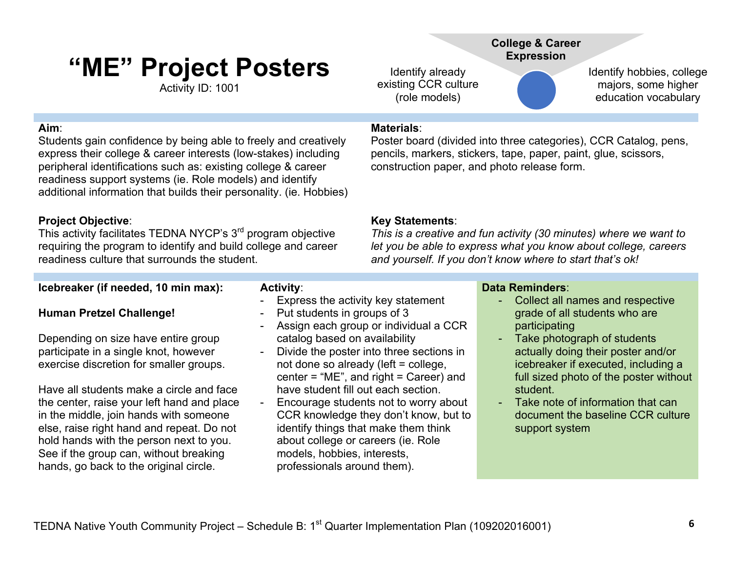# "ME" Project Posters

Activity ID: 1001

**College & Career Expression**

Identify already existing CCR culture (role models)

Identify hobbies, college majors, some higher education vocabulary

**Aim**:
Students gain confidence by being able to freely and creatively express their college & career interests (low-stakes) including peripheral identifications such as: existing college & career readiness support systems (ie. Role models) and identify additional information that builds their personality. (ie. Hobbies)

**Materials**:
Poster board (divided into three categories), CCR Catalog, pens, pencils, markers, stickers, tape, paper, paint, glue, scissors, construction paper, and photo release form.

**Project Objective**:
This activity facilitates TEDNA NYCP's 3rd program objective requiring the program to identify and build college and career readiness culture that surrounds the student.

**Key Statements**:
*This is a creative and fun activity (30 minutes) where we want to let you be able to express what you know about college, careers and yourself. If you don't know where to start that's ok!*

**Icebreaker (if needed, 10 min max):**

**Human Pretzel Challenge!**

Depending on size have entire group participate in a single knot, however exercise discretion for smaller groups.

Have all students make a circle and face the center, raise your left hand and place in the middle, join hands with someone else, raise right hand and repeat. Do not hold hands with the person next to you. See if the group can, without breaking hands, go back to the original circle.

**Activity**:

- Express the activity key statement
- Put students in groups of 3
- Assign each group or individual a CCR catalog based on availability
- Divide the poster into three sections in not done so already (left = college, center = "ME", and right = Career) and have student fill out each section.
- Encourage students not to worry about CCR knowledge they don't know, but to identify things that make them think about college or careers (ie. Role models, hobbies, interests, professionals around them).

**Data Reminders**:

- Collect all names and respective grade of all students who are participating
- Take photograph of students actually doing their poster and/or icebreaker if executed, including a full sized photo of the poster without student.
- Take note of information that can document the baseline CCR culture support system

TEDNA Native Youth Community Project – Schedule B: 1st Quarter Implementation Plan (109202016001)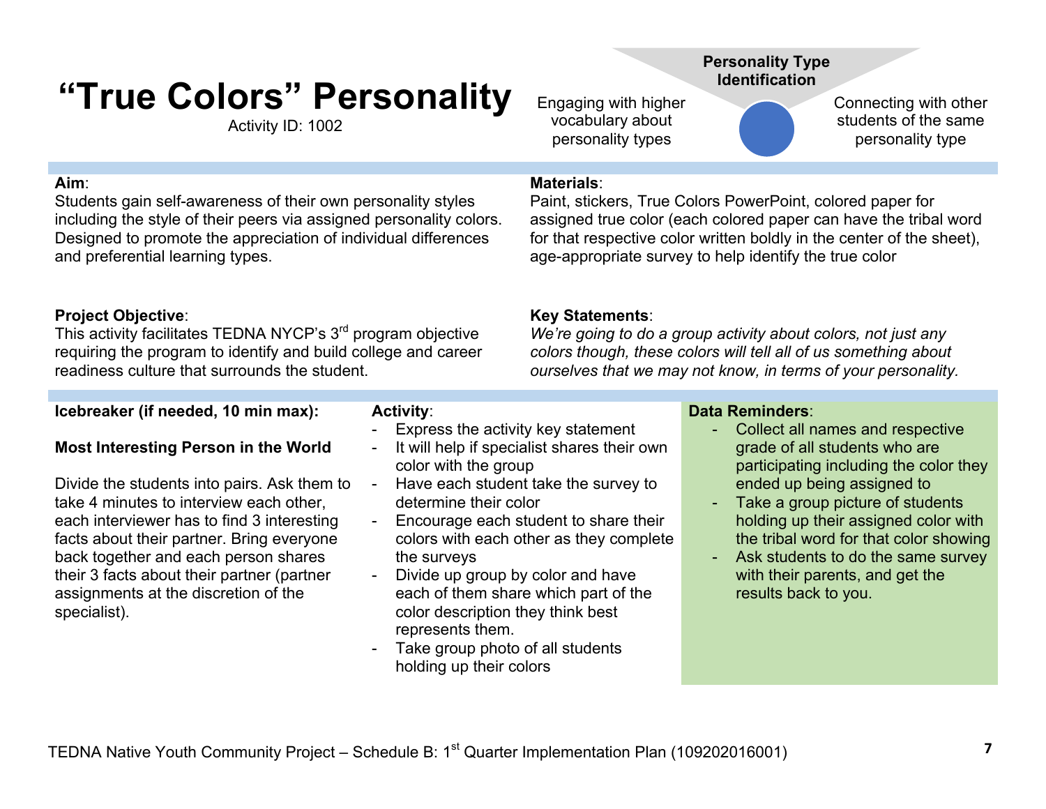# "True Colors" Personality

Activity ID: 1002

**Personality Type Identification**

Engaging with higher vocabulary about personality types

Connecting with other students of the same personality type

**Aim**:
Students gain self-awareness of their own personality styles including the style of their peers via assigned personality colors. Designed to promote the appreciation of individual differences and preferential learning types.

**Materials**:
Paint, stickers, True Colors PowerPoint, colored paper for assigned true color (each colored paper can have the tribal word for that respective color written boldly in the center of the sheet), age-appropriate survey to help identify the true color

**Project Objective**:
This activity facilitates TEDNA NYCP's 3rd program objective requiring the program to identify and build college and career readiness culture that surrounds the student.

**Key Statements**:
*We're going to do a group activity about colors, not just any colors though, these colors will tell all of us something about ourselves that we may not know, in terms of your personality.*

**Icebreaker (if needed, 10 min max):**

**Most Interesting Person in the World**

Divide the students into pairs. Ask them to take 4 minutes to interview each other, each interviewer has to find 3 interesting facts about their partner. Bring everyone back together and each person shares their 3 facts about their partner (partner assignments at the discretion of the specialist).

**Activity**:

- Express the activity key statement
- It will help if specialist shares their own color with the group
- Have each student take the survey to determine their color
- Encourage each student to share their colors with each other as they complete the surveys
- Divide up group by color and have each of them share which part of the color description they think best represents them.
- Take group photo of all students holding up their colors

**Data Reminders**:

- Collect all names and respective grade of all students who are participating including the color they ended up being assigned to
- Take a group picture of students holding up their assigned color with the tribal word for that color showing
- Ask students to do the same survey with their parents, and get the results back to you.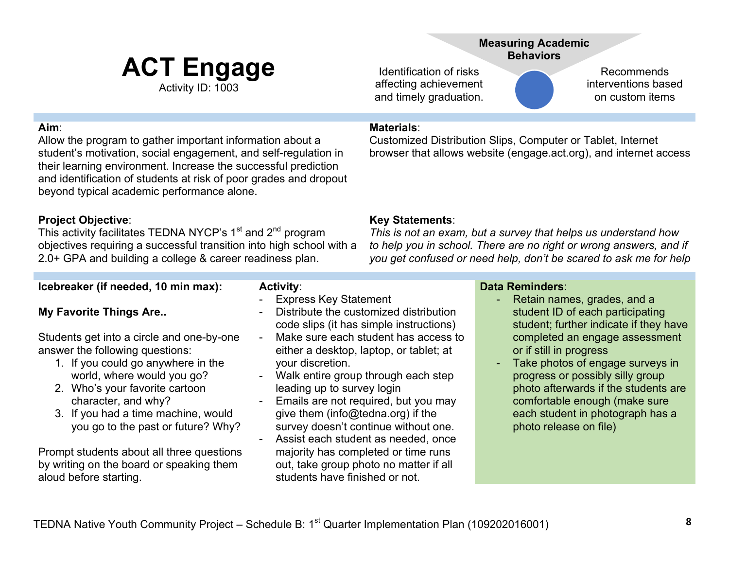# ACT Engage

Activity ID: 1003

**Measuring Academic Behaviors**

Identification of risks affecting achievement and timely graduation.

Recommends interventions based on custom items

**Aim**:
Allow the program to gather important information about a student's motivation, social engagement, and self-regulation in their learning environment. Increase the successful prediction and identification of students at risk of poor grades and dropout beyond typical academic performance alone.

**Materials**:
Customized Distribution Slips, Computer or Tablet, Internet browser that allows website (engage.act.org), and internet access

**Project Objective**:
This activity facilitates TEDNA NYCP's 1st and 2nd program objectives requiring a successful transition into high school with a 2.0+ GPA and building a college & career readiness plan.

**Key Statements**:
*This is not an exam, but a survey that helps us understand how to help you in school. There are no right or wrong answers, and if you get confused or need help, don't be scared to ask me for help*

**Icebreaker (if needed, 10 min max):**

**My Favorite Things Are..**

Students get into a circle and one-by-one answer the following questions:

1. If you could go anywhere in the world, where would you go?
2. Who's your favorite cartoon character, and why?
3. If you had a time machine, would you go to the past or future? Why?

Prompt students about all three questions by writing on the board or speaking them aloud before starting.

**Activity**:

- Express Key Statement
- Distribute the customized distribution code slips (it has simple instructions)
- Make sure each student has access to either a desktop, laptop, or tablet; at your discretion.
- Walk entire group through each step leading up to survey login
- Emails are not required, but you may give them (info@tedna.org) if the survey doesn't continue without one.
- Assist each student as needed, once majority has completed or time runs out, take group photo no matter if all students have finished or not.

**Data Reminders**:

- Retain names, grades, and a student ID of each participating student; further indicate if they have completed an engage assessment or if still in progress
- Take photos of engage surveys in progress or possibly silly group photo afterwards if the students are comfortable enough (make sure each student in photograph has a photo release on file)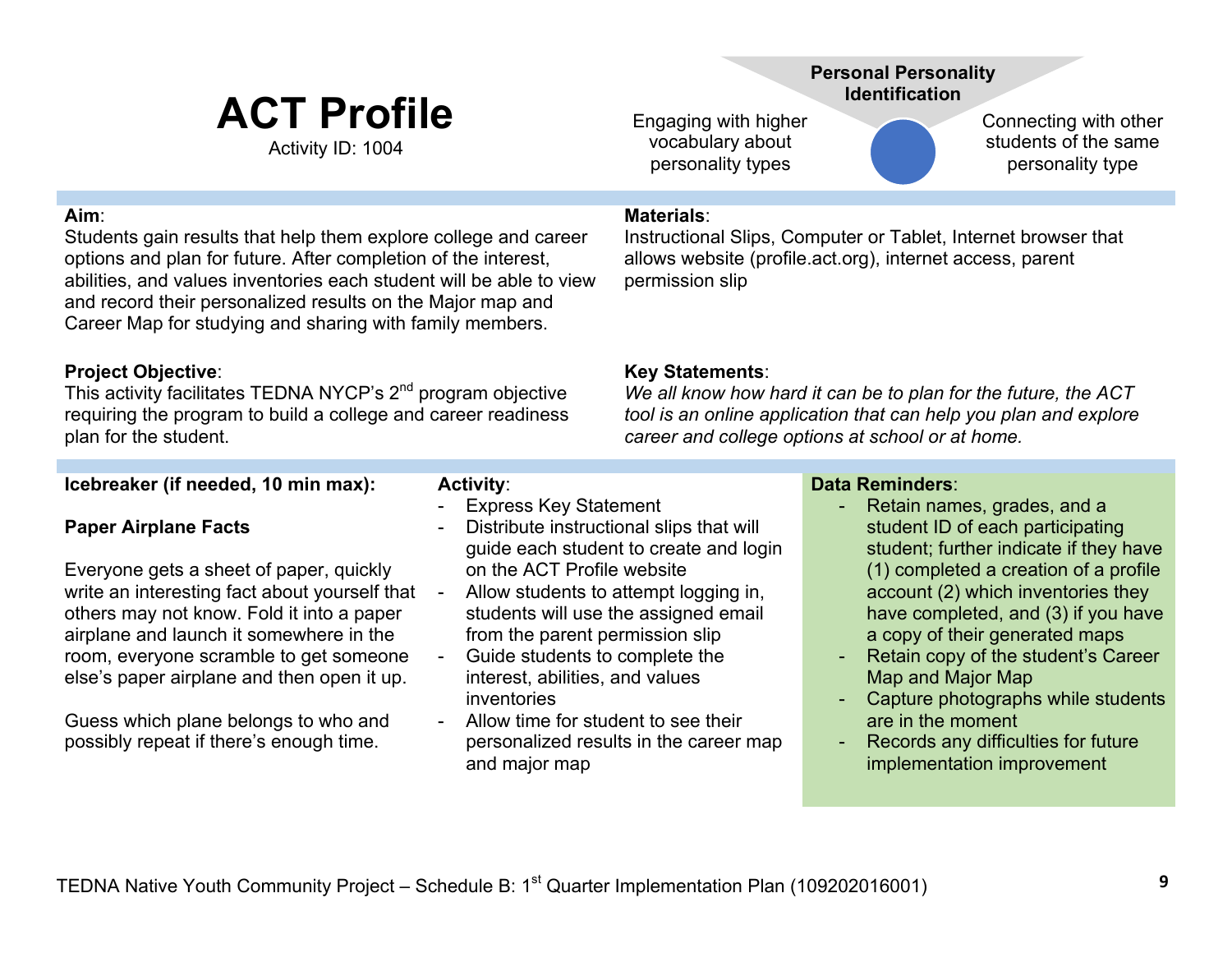# ACT Profile

Activity ID: 1004

**Personal Personality Identification**

Engaging with higher vocabulary about personality types

Connecting with other students of the same personality type

**Aim**:
Students gain results that help them explore college and career options and plan for future. After completion of the interest, abilities, and values inventories each student will be able to view and record their personalized results on the Major map and Career Map for studying and sharing with family members.

**Materials**:
Instructional Slips, Computer or Tablet, Internet browser that allows website (profile.act.org), internet access, parent permission slip

**Project Objective**:
This activity facilitates TEDNA NYCP's 2nd program objective requiring the program to build a college and career readiness plan for the student.

**Key Statements**:
*We all know how hard it can be to plan for the future, the ACT tool is an online application that can help you plan and explore career and college options at school or at home.*

**Icebreaker (if needed, 10 min max):**

**Paper Airplane Facts**

Everyone gets a sheet of paper, quickly write an interesting fact about yourself that others may not know. Fold it into a paper airplane and launch it somewhere in the room, everyone scramble to get someone else's paper airplane and then open it up.

Guess which plane belongs to who and possibly repeat if there's enough time.

**Activity**:

- Express Key Statement
- Distribute instructional slips that will guide each student to create and login on the ACT Profile website
- Allow students to attempt logging in, students will use the assigned email from the parent permission slip
- Guide students to complete the interest, abilities, and values inventories
- Allow time for student to see their personalized results in the career map and major map

**Data Reminders**:

- Retain names, grades, and a student ID of each participating student; further indicate if they have (1) completed a creation of a profile account (2) which inventories they have completed, and (3) if you have a copy of their generated maps
- Retain copy of the student's Career Map and Major Map
- Capture photographs while students are in the moment
- Records any difficulties for future implementation improvement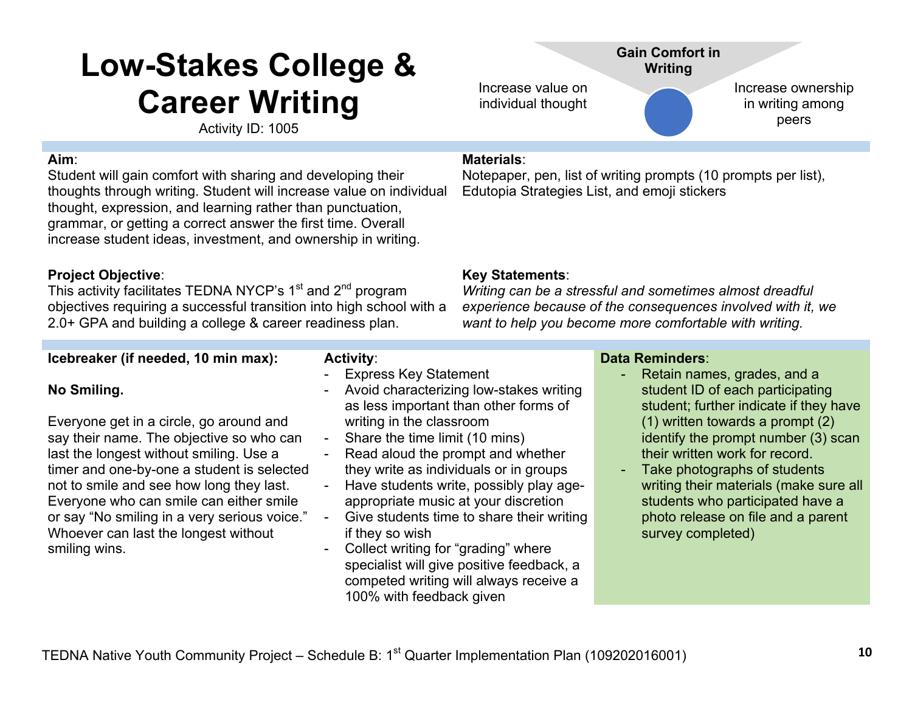# Low-Stakes College & Career Writing

Activity ID: 1005

**Gain Comfort in Writing**

Increase value on individual thought

Increase ownership in writing among peers

**Aim**:
Student will gain comfort with sharing and developing their thoughts through writing. Student will increase value on individual thought, expression, and learning rather than punctuation, grammar, or getting a correct answer the first time. Overall increase student ideas, investment, and ownership in writing.

**Materials**:
Notepaper, pen, list of writing prompts (10 prompts per list), Edutopia Strategies List, and emoji stickers

**Project Objective**:
This activity facilitates TEDNA NYCP's 1st and 2nd program objectives requiring a successful transition into high school with a 2.0+ GPA and building a college & career readiness plan.

**Key Statements**:
*Writing can be a stressful and sometimes almost dreadful experience because of the consequences involved with it, we want to help you become more comfortable with writing.*

**Icebreaker (if needed, 10 min max):**

**No Smiling.**

Everyone get in a circle, go around and say their name. The objective so who can last the longest without smiling. Use a timer and one-by-one a student is selected not to smile and see how long they last. Everyone who can smile can either smile or say "No smiling in a very serious voice." Whoever can last the longest without smiling wins.

**Activity**:

- Express Key Statement
- Avoid characterizing low-stakes writing as less important than other forms of writing in the classroom
- Share the time limit (10 mins)
- Read aloud the prompt and whether they write as individuals or in groups
- Have students write, possibly play age-appropriate music at your discretion
- Give students time to share their writing if they so wish
- Collect writing for "grading" where specialist will give positive feedback, a competed writing will always receive a 100% with feedback given

**Data Reminders**:

- Retain names, grades, and a student ID of each participating student; further indicate if they have (1) written towards a prompt (2) identify the prompt number (3) scan their written work for record.
- Take photographs of students writing their materials (make sure all students who participated have a photo release on file and a parent survey completed)

TEDNA Native Youth Community Project – Schedule B: 1st Quarter Implementation Plan (109202016001)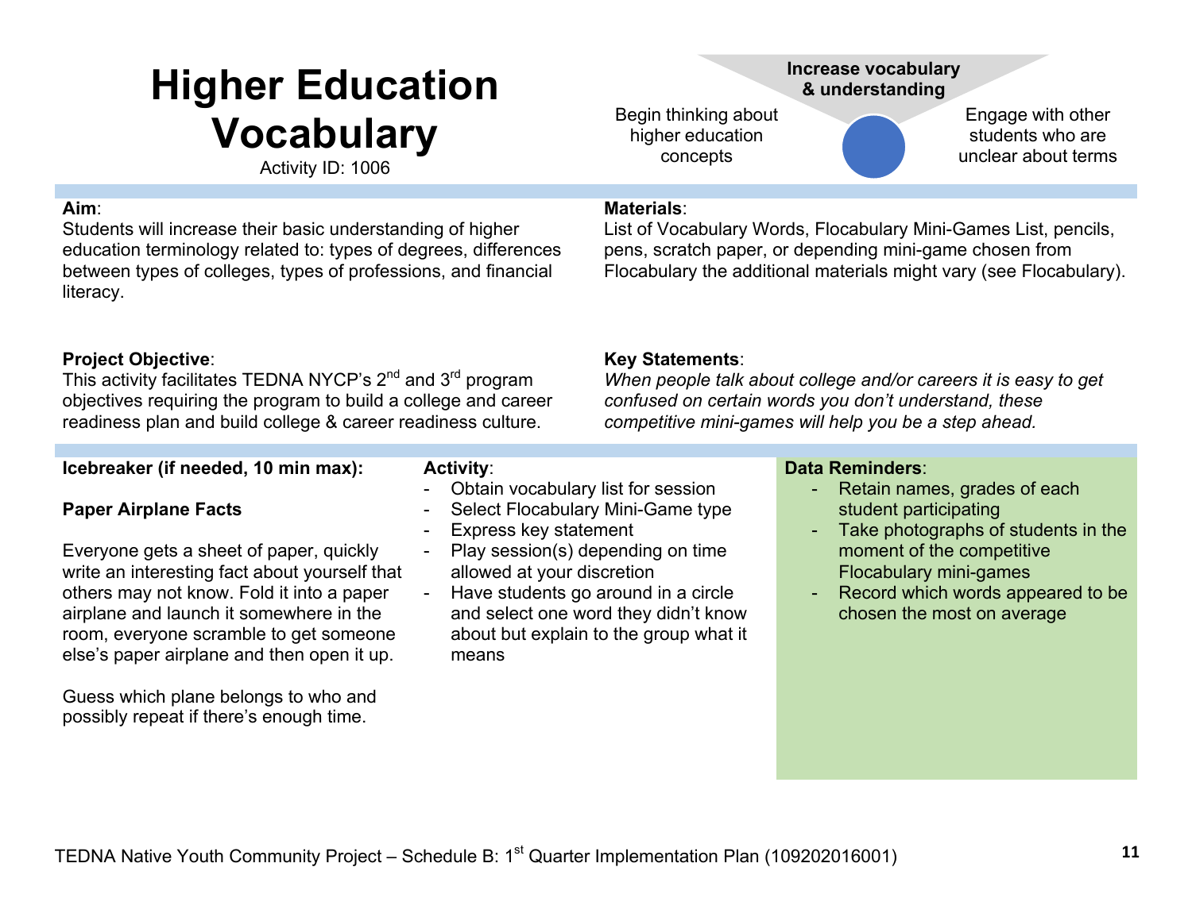# Higher Education Vocabulary

Activity ID: 1006

**Increase vocabulary & understanding**

Begin thinking about higher education concepts

Engage with other students who are unclear about terms

**Aim**:
Students will increase their basic understanding of higher education terminology related to: types of degrees, differences between types of colleges, types of professions, and financial literacy.

**Materials**:
List of Vocabulary Words, Flocabulary Mini-Games List, pencils, pens, scratch paper, or depending mini-game chosen from Flocabulary the additional materials might vary (see Flocabulary).

**Project Objective**:
This activity facilitates TEDNA NYCP's 2nd and 3rd program objectives requiring the program to build a college and career readiness plan and build college & career readiness culture.

**Key Statements**:
*When people talk about college and/or careers it is easy to get confused on certain words you don't understand, these competitive mini-games will help you be a step ahead.*

**Icebreaker (if needed, 10 min max):**

**Paper Airplane Facts**

Everyone gets a sheet of paper, quickly write an interesting fact about yourself that others may not know. Fold it into a paper airplane and launch it somewhere in the room, everyone scramble to get someone else's paper airplane and then open it up.

Guess which plane belongs to who and possibly repeat if there's enough time.

**Activity**:

- Obtain vocabulary list for session
- Select Flocabulary Mini-Game type
- Express key statement
- Play session(s) depending on time allowed at your discretion
- Have students go around in a circle and select one word they didn't know about but explain to the group what it means

**Data Reminders**:

- Retain names, grades of each student participating
- Take photographs of students in the moment of the competitive Flocabulary mini-games
- Record which words appeared to be chosen the most on average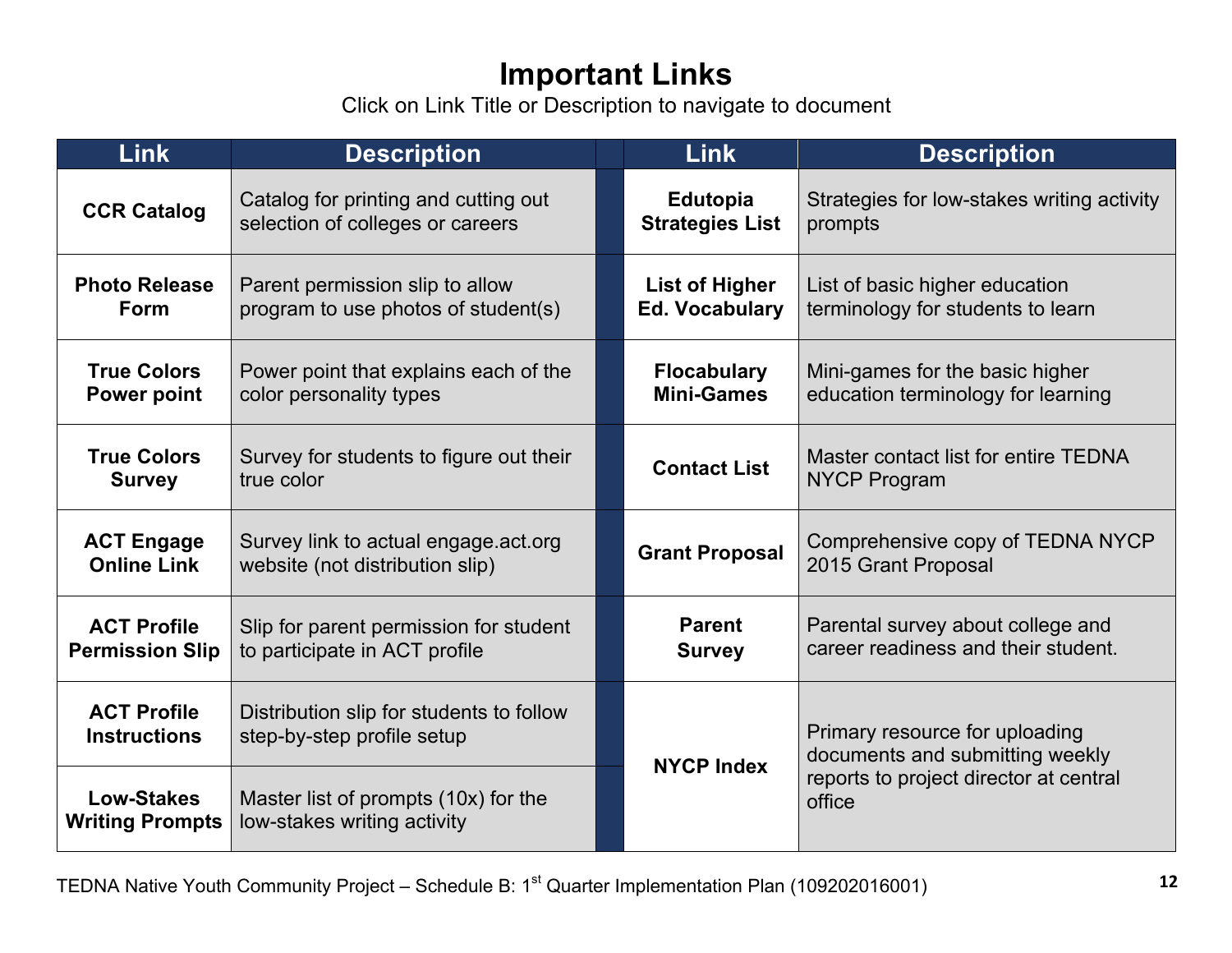# Important Links

Click on Link Title or Description to navigate to document

| Link | Description | Link | Description |
|---|---|---|---|
| **CCR Catalog** | Catalog for printing and cutting out selection of colleges or careers | **Edutopia Strategies List** | Strategies for low-stakes writing activity prompts |
| **Photo Release Form** | Parent permission slip to allow program to use photos of student(s) | **List of Higher Ed. Vocabulary** | List of basic higher education terminology for students to learn |
| **True Colors Power point** | Power point that explains each of the color personality types | **Flocabulary Mini-Games** | Mini-games for the basic higher education terminology for learning |
| **True Colors Survey** | Survey for students to figure out their true color | **Contact List** | Master contact list for entire TEDNA NYCP Program |
| **ACT Engage Online Link** | Survey link to actual engage.act.org website (not distribution slip) | **Grant Proposal** | Comprehensive copy of TEDNA NYCP 2015 Grant Proposal |
| **ACT Profile Permission Slip** | Slip for parent permission for student to participate in ACT profile | **Parent Survey** | Parental survey about college and career readiness and their student. |
| **ACT Profile Instructions** | Distribution slip for students to follow step-by-step profile setup | **NYCP Index** | Primary resource for uploading documents and submitting weekly reports to project director at central office |
| **Low-Stakes Writing Prompts** | Master list of prompts (10x) for the low-stakes writing activity | | |

TEDNA Native Youth Community Project – Schedule B: 1st Quarter Implementation Plan (109202016001)